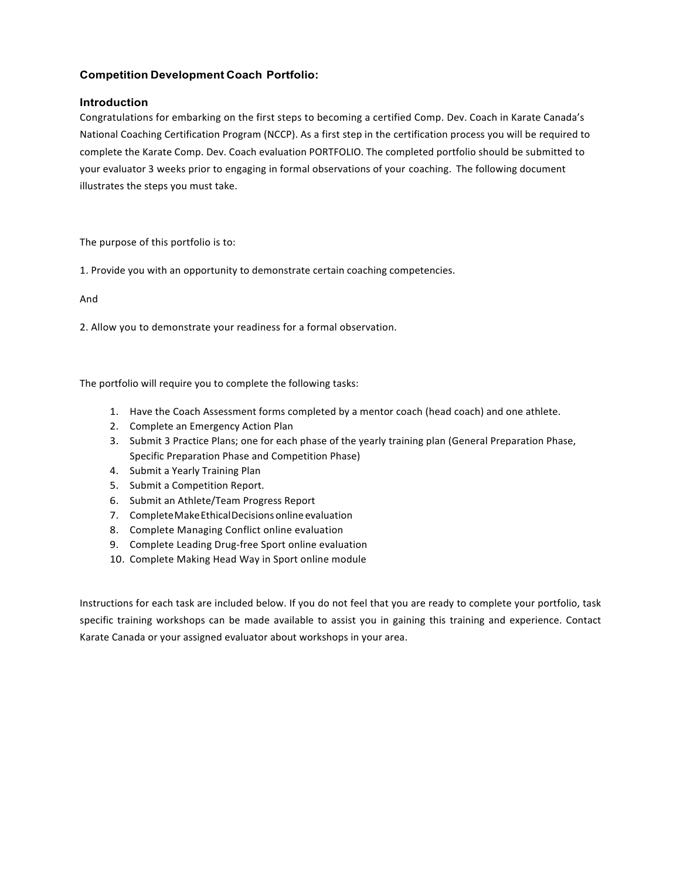### Competition Development Coach Portfolio:

### Introduction

Congratulations for embarking on the first steps to becoming a certified Comp. Dev. Coach in Karate Canada's National Coaching Certification Program (NCCP). As a first step in the certification process you will be required to complete the Karate Comp. Dev. Coach evaluation PORTFOLIO. The completed portfolio should be submitted to your evaluator 3 weeks prior to engaging in formal observations of your coaching. The following document illustrates the steps you must take.

The purpose of this portfolio is to:

1. Provide you with an opportunity to demonstrate certain coaching competencies.

And

2. Allow you to demonstrate your readiness for a formal observation.

The portfolio will require you to complete the following tasks:

1. Have the Coach Assessment forms completed by a mentor coach (head coach) and one athlete.
2. Complete an Emergency Action Plan
3. Submit 3 Practice Plans; one for each phase of the yearly training plan (General Preparation Phase, Specific Preparation Phase and Competition Phase)
4. Submit a Yearly Training Plan
5. Submit a Competition Report.
6. Submit an Athlete/Team Progress Report
7. Complete Make Ethical Decisions online evaluation
8. Complete Managing Conflict online evaluation
9. Complete Leading Drug-free Sport online evaluation
10. Complete Making Head Way in Sport online module

Instructions for each task are included below. If you do not feel that you are ready to complete your portfolio, task specific training workshops can be made available to assist you in gaining this training and experience. Contact Karate Canada or your assigned evaluator about workshops in your area.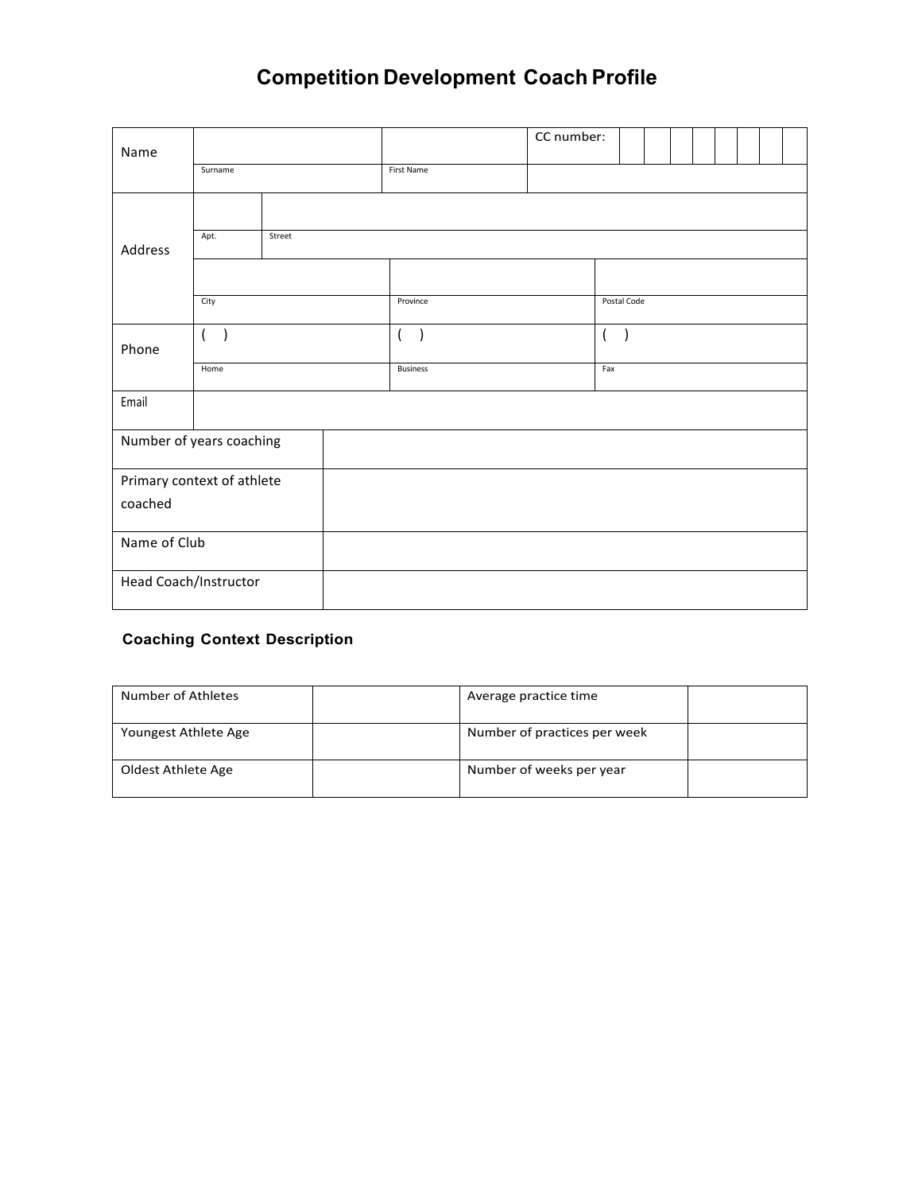# Competition Development Coach Profile

| Name | | | CC number: |
|---|---|---|---|
| | Surname | First Name | |
| Address | Apt. | Street | |
| | City | Province | Postal Code |
| Phone | ( ) | ( ) | ( ) |
| | Home | Business | Fax |
| Email | | | |
| Number of years coaching | | | |
| Primary context of athlete coached | | | |
| Name of Club | | | |
| Head Coach/Instructor | | | |

### Coaching Context Description

| Number of Athletes | | Average practice time | |
|---|---|---|---|
| Youngest Athlete Age | | Number of practices per week | |
| Oldest Athlete Age | | Number of weeks per year | |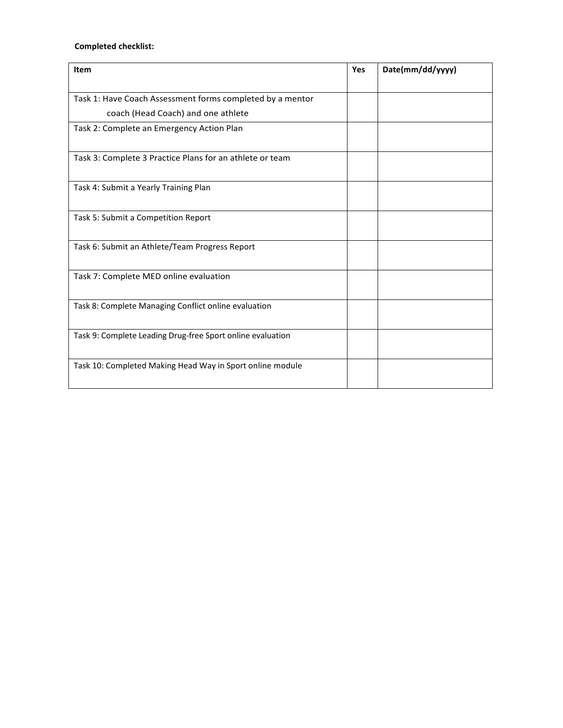**Completed checklist:**

| Item | Yes | Date(mm/dd/yyyy) |
| --- | --- | --- |
| Task 1: Have Coach Assessment forms completed by a mentor coach (Head Coach) and one athlete | | |
| Task 2: Complete an Emergency Action Plan | | |
| Task 3: Complete 3 Practice Plans for an athlete or team | | |
| Task 4: Submit a Yearly Training Plan | | |
| Task 5: Submit a Competition Report | | |
| Task 6: Submit an Athlete/Team Progress Report | | |
| Task 7: Complete MED online evaluation | | |
| Task 8: Complete Managing Conflict online evaluation | | |
| Task 9: Complete Leading Drug-free Sport online evaluation | | |
| Task 10: Completed Making Head Way in Sport online module | | |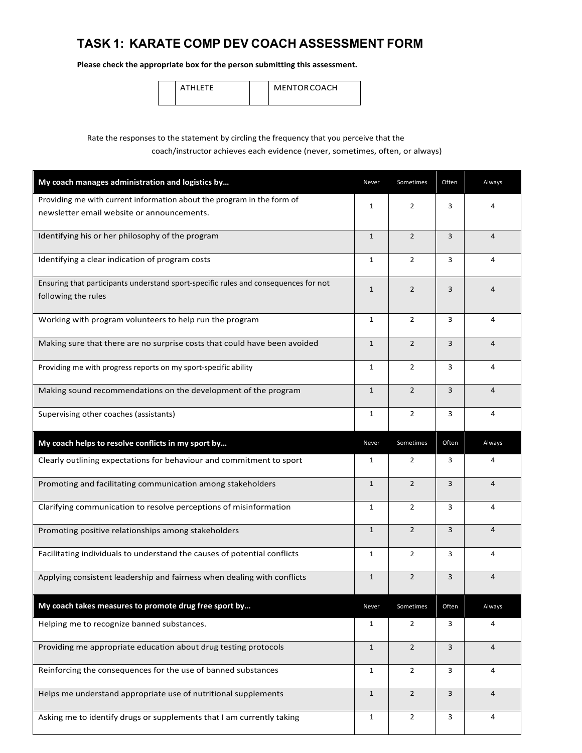# TASK 1: KARATE COMP DEV COACH ASSESSMENT FORM

**Please check the appropriate box for the person submitting this assessment.**

| | ATHLETE | | MENTOR COACH |
|---|---|---|---|

Rate the responses to the statement by circling the frequency that you perceive that the coach/instructor achieves each evidence (never, sometimes, often, or always)

| **My coach manages administration and logistics by…** | Never | Sometimes | Often | Always |
|---|---|---|---|---|
| Providing me with current information about the program in the form of newsletter email website or announcements. | 1 | 2 | 3 | 4 |
| Identifying his or her philosophy of the program | 1 | 2 | 3 | 4 |
| Identifying a clear indication of program costs | 1 | 2 | 3 | 4 |
| Ensuring that participants understand sport-specific rules and consequences for not following the rules | 1 | 2 | 3 | 4 |
| Working with program volunteers to help run the program | 1 | 2 | 3 | 4 |
| Making sure that there are no surprise costs that could have been avoided | 1 | 2 | 3 | 4 |
| Providing me with progress reports on my sport-specific ability | 1 | 2 | 3 | 4 |
| Making sound recommendations on the development of the program | 1 | 2 | 3 | 4 |
| Supervising other coaches (assistants) | 1 | 2 | 3 | 4 |
| **My coach helps to resolve conflicts in my sport by…** | **Never** | **Sometimes** | **Often** | **Always** |
| Clearly outlining expectations for behaviour and commitment to sport | 1 | 2 | 3 | 4 |
| Promoting and facilitating communication among stakeholders | 1 | 2 | 3 | 4 |
| Clarifying communication to resolve perceptions of misinformation | 1 | 2 | 3 | 4 |
| Promoting positive relationships among stakeholders | 1 | 2 | 3 | 4 |
| Facilitating individuals to understand the causes of potential conflicts | 1 | 2 | 3 | 4 |
| Applying consistent leadership and fairness when dealing with conflicts | 1 | 2 | 3 | 4 |
| **My coach takes measures to promote drug free sport by…** | **Never** | **Sometimes** | **Often** | **Always** |
| Helping me to recognize banned substances. | 1 | 2 | 3 | 4 |
| Providing me appropriate education about drug testing protocols | 1 | 2 | 3 | 4 |
| Reinforcing the consequences for the use of banned substances | 1 | 2 | 3 | 4 |
| Helps me understand appropriate use of nutritional supplements | 1 | 2 | 3 | 4 |
| Asking me to identify drugs or supplements that I am currently taking | 1 | 2 | 3 | 4 |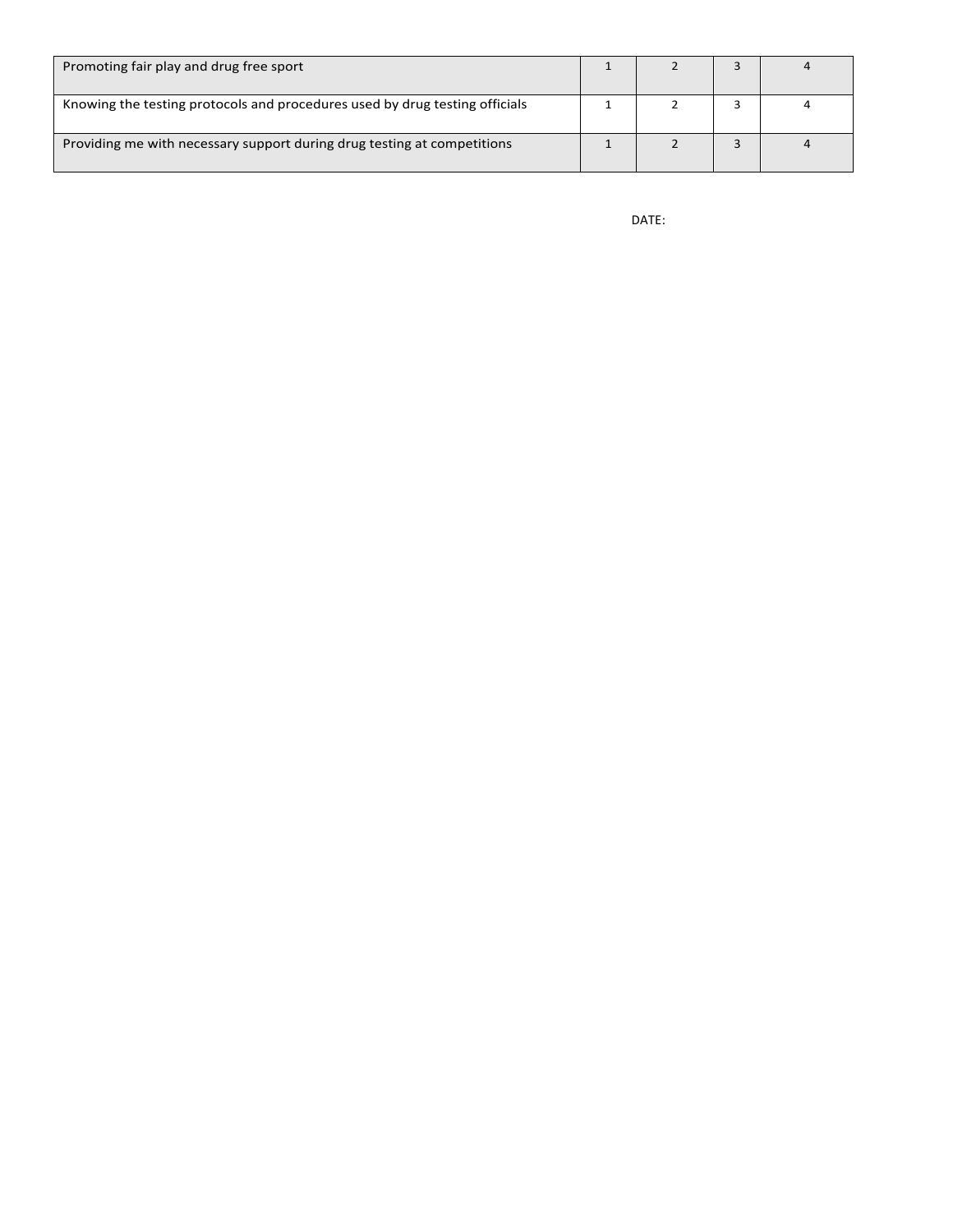| | | | | |
|---|---|---|---|---|
| Promoting fair play and drug free sport | 1 | 2 | 3 | 4 |
| Knowing the testing protocols and procedures used by drug testing officials | 1 | 2 | 3 | 4 |
| Providing me with necessary support during drug testing at competitions | 1 | 2 | 3 | 4 |

DATE: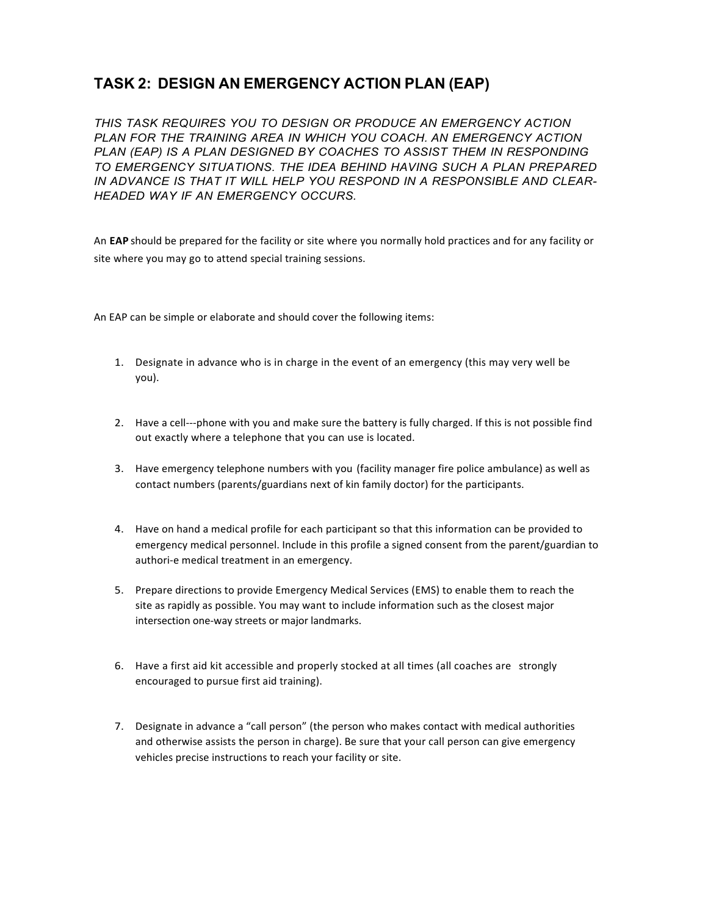## TASK 2: DESIGN AN EMERGENCY ACTION PLAN (EAP)

*THIS TASK REQUIRES YOU TO DESIGN OR PRODUCE AN EMERGENCY ACTION PLAN FOR THE TRAINING AREA IN WHICH YOU COACH. AN EMERGENCY ACTION PLAN (EAP) IS A PLAN DESIGNED BY COACHES TO ASSIST THEM IN RESPONDING TO EMERGENCY SITUATIONS. THE IDEA BEHIND HAVING SUCH A PLAN PREPARED IN ADVANCE IS THAT IT WILL HELP YOU RESPOND IN A RESPONSIBLE AND CLEAR-HEADED WAY IF AN EMERGENCY OCCURS.*

An **EAP** should be prepared for the facility or site where you normally hold practices and for any facility or site where you may go to attend special training sessions.

An EAP can be simple or elaborate and should cover the following items:

1. Designate in advance who is in charge in the event of an emergency (this may very well be you).

2. Have a cell---phone with you and make sure the battery is fully charged. If this is not possible find out exactly where a telephone that you can use is located.

3. Have emergency telephone numbers with you (facility manager fire police ambulance) as well as contact numbers (parents/guardians next of kin family doctor) for the participants.

4. Have on hand a medical profile for each participant so that this information can be provided to emergency medical personnel. Include in this profile a signed consent from the parent/guardian to authori-e medical treatment in an emergency.

5. Prepare directions to provide Emergency Medical Services (EMS) to enable them to reach the site as rapidly as possible. You may want to include information such as the closest major intersection one-way streets or major landmarks.

6. Have a first aid kit accessible and properly stocked at all times (all coaches are strongly encouraged to pursue first aid training).

7. Designate in advance a "call person" (the person who makes contact with medical authorities and otherwise assists the person in charge). Be sure that your call person can give emergency vehicles precise instructions to reach your facility or site.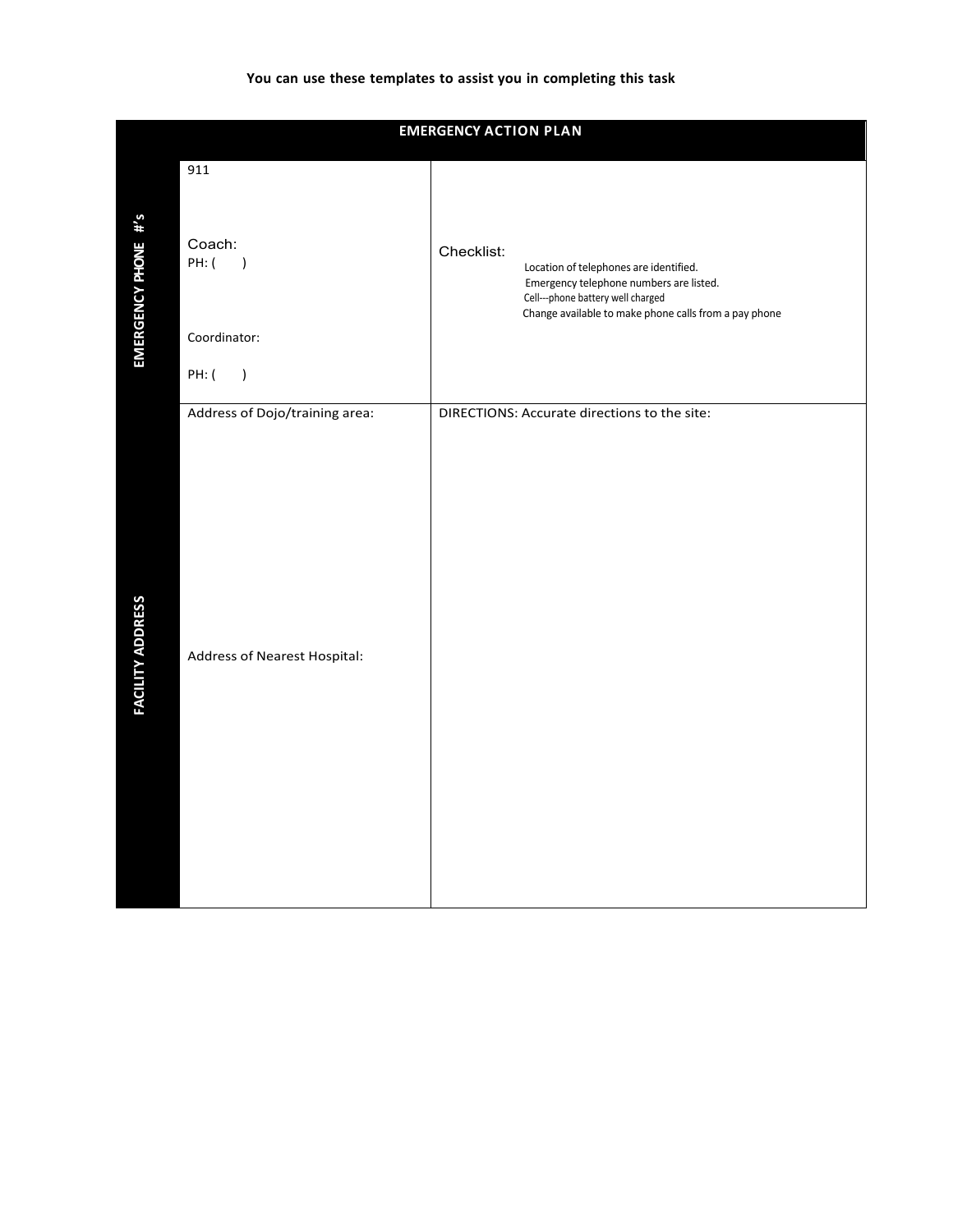**You can use these templates to assist you in completing this task**

| EMERGENCY ACTION PLAN | | |
|---|---|---|
| EMERGENCY PHONE #'s | 911<br><br>Coach:<br>PH: ( )<br><br>Coordinator:<br><br>PH: ( ) | Checklist:<br>Location of telephones are identified.<br>Emergency telephone numbers are listed.<br>Cell---phone battery well charged<br>Change available to make phone calls from a pay phone |
| FACILITY ADDRESS | Address of Dojo/training area:<br><br>Address of Nearest Hospital: | DIRECTIONS: Accurate directions to the site: |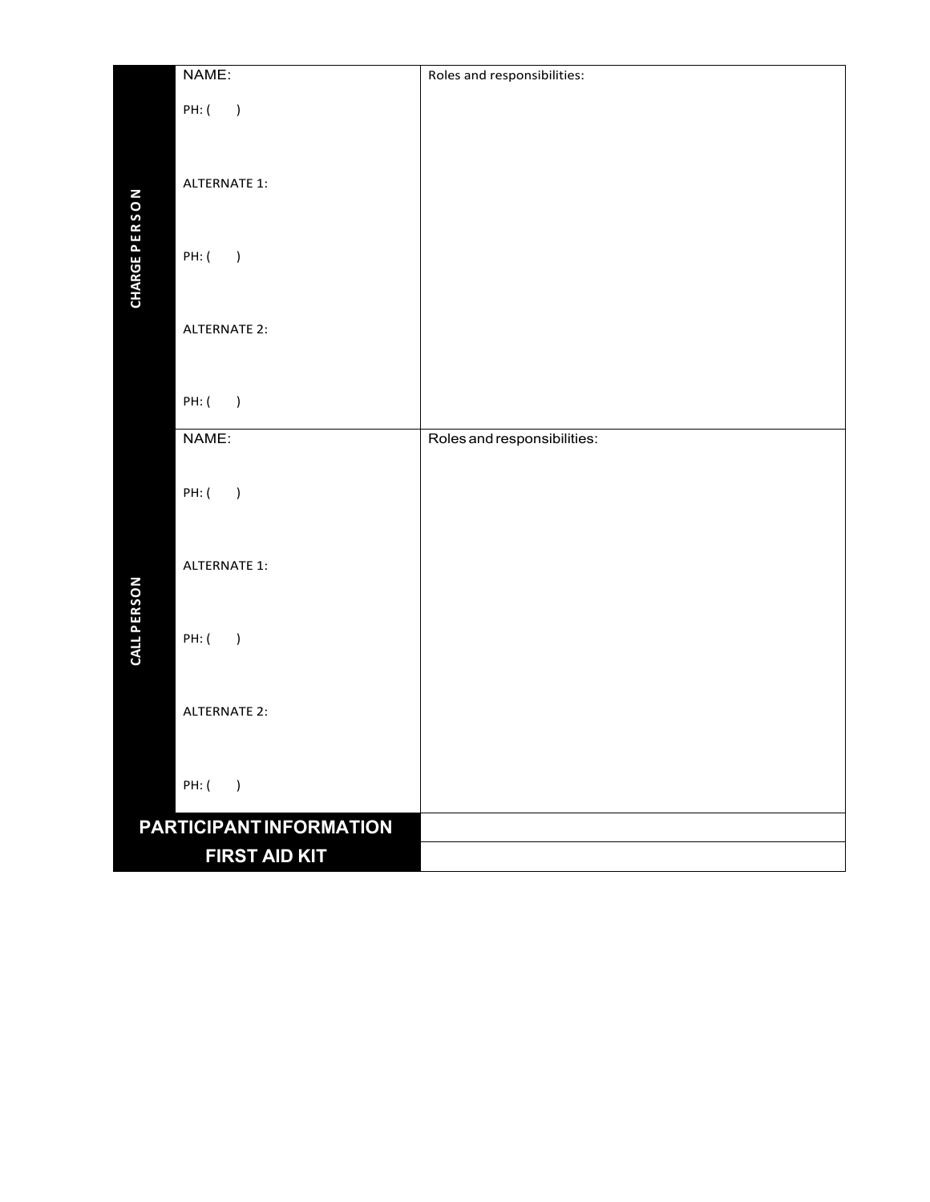| | | |
|---|---|---|
| **CHARGE PERSON** | NAME:<br><br>PH: (     )<br><br>ALTERNATE 1:<br><br>PH: (     )<br><br>ALTERNATE 2:<br><br>PH: (     ) | Roles and responsibilities: |
| **CALL PERSON** | NAME:<br><br>PH: (     )<br><br>ALTERNATE 1:<br><br>PH: (     )<br><br>ALTERNATE 2:<br><br>PH: (     ) | Roles and responsibilities: |
| **PARTICIPANT INFORMATION** | | |
| **FIRST AID KIT** | | |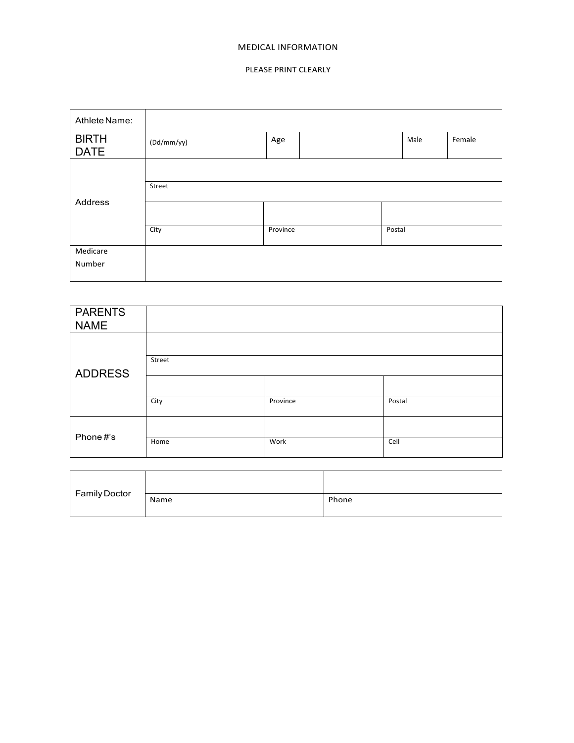# MEDICAL INFORMATION

PLEASE PRINT CLEARLY

| Athlete Name: | | | | | |
|---|---|---|---|---|---|
| BIRTH DATE | (Dd/mm/yy) | Age | | Male | Female |

| Address | | | |
|---|---|---|---|
| | Street | | |
| | | | |
| | City | Province | Postal |
| Medicare Number | | | |

| PARENTS NAME | | | |
|---|---|---|---|
| ADDRESS | | | |
| | Street | | |
| | | | |
| | City | Province | Postal |
| Phone #'s | | | |
| | Home | Work | Cell |

| Family Doctor | | |
|---|---|---|
| | Name | Phone |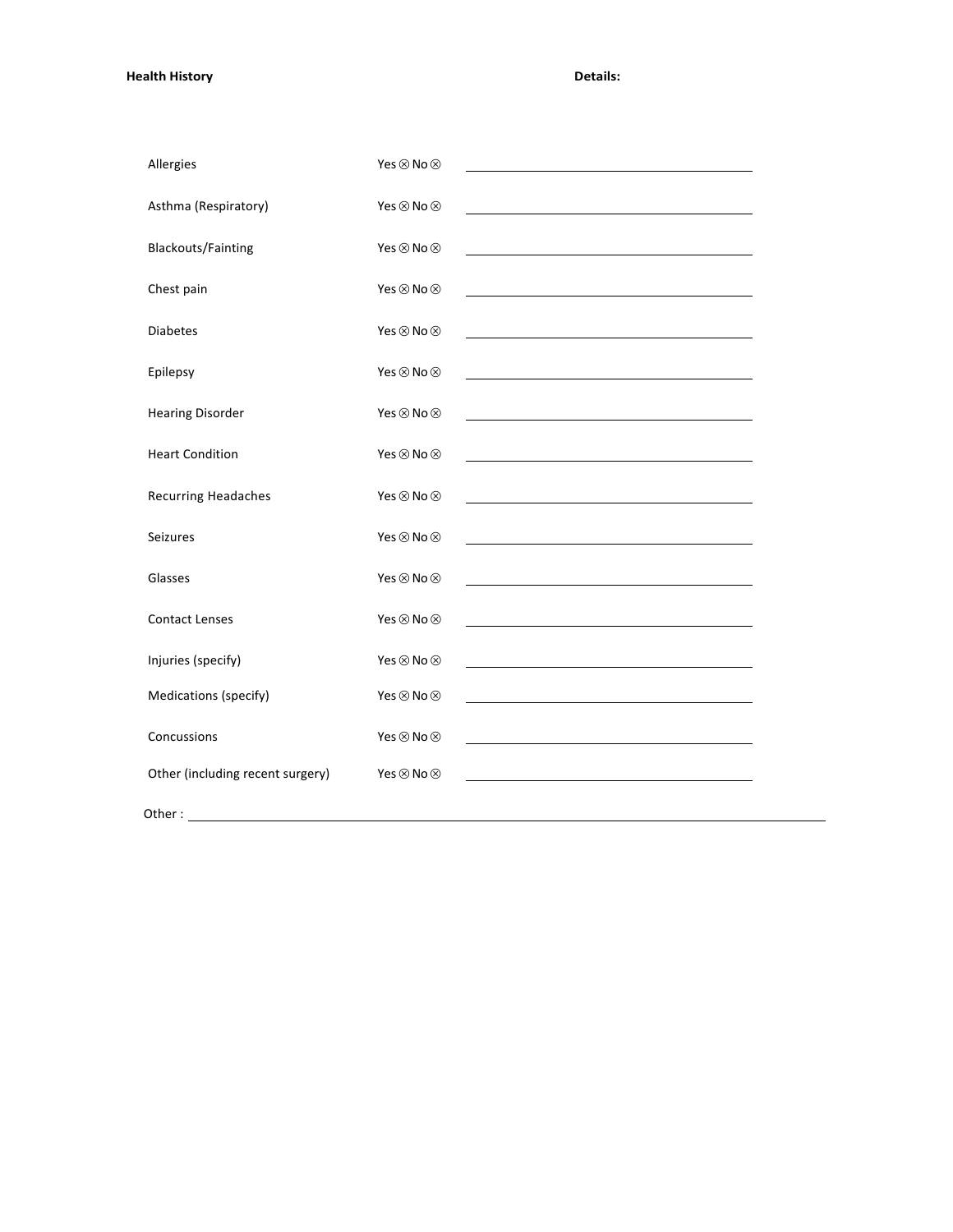**Health History** **Details:**

| | | |
|---|---|---|
| Allergies | Yes ⊗ No ⊗ | ____________________ |
| Asthma (Respiratory) | Yes ⊗ No ⊗ | ____________________ |
| Blackouts/Fainting | Yes ⊗ No ⊗ | ____________________ |
| Chest pain | Yes ⊗ No ⊗ | ____________________ |
| Diabetes | Yes ⊗ No ⊗ | ____________________ |
| Epilepsy | Yes ⊗ No ⊗ | ____________________ |
| Hearing Disorder | Yes ⊗ No ⊗ | ____________________ |
| Heart Condition | Yes ⊗ No ⊗ | ____________________ |
| Recurring Headaches | Yes ⊗ No ⊗ | ____________________ |
| Seizures | Yes ⊗ No ⊗ | ____________________ |
| Glasses | Yes ⊗ No ⊗ | ____________________ |
| Contact Lenses | Yes ⊗ No ⊗ | ____________________ |
| Injuries (specify) | Yes ⊗ No ⊗ | ____________________ |
| Medications (specify) | Yes ⊗ No ⊗ | ____________________ |
| Concussions | Yes ⊗ No ⊗ | ____________________ |
| Other (including recent surgery) | Yes ⊗ No ⊗ | ____________________ |

Other : ________________________________________________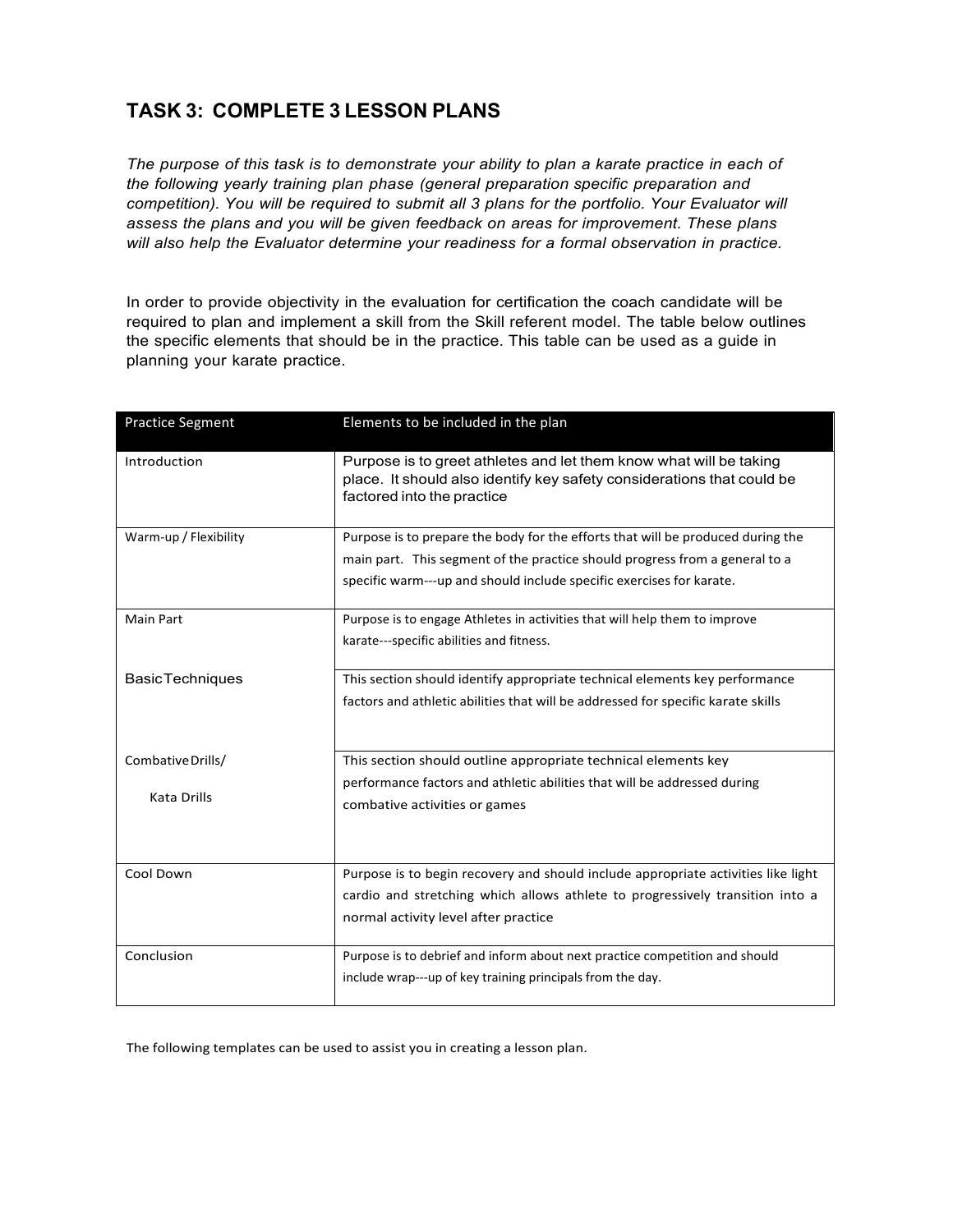## TASK 3: COMPLETE 3 LESSON PLANS

*The purpose of this task is to demonstrate your ability to plan a karate practice in each of the following yearly training plan phase (general preparation specific preparation and competition). You will be required to submit all 3 plans for the portfolio. Your Evaluator will assess the plans and you will be given feedback on areas for improvement. These plans will also help the Evaluator determine your readiness for a formal observation in practice.*

In order to provide objectivity in the evaluation for certification the coach candidate will be required to plan and implement a skill from the Skill referent model. The table below outlines the specific elements that should be in the practice. This table can be used as a guide in planning your karate practice.

| Practice Segment | Elements to be included in the plan |
|---|---|
| Introduction | Purpose is to greet athletes and let them know what will be taking place. It should also identify key safety considerations that could be factored into the practice |
| Warm-up / Flexibility | Purpose is to prepare the body for the efforts that will be produced during the main part. This segment of the practice should progress from a general to a specific warm---up and should include specific exercises for karate. |
| Main Part | Purpose is to engage Athletes in activities that will help them to improve karate---specific abilities and fitness. |
| Basic Techniques | This section should identify appropriate technical elements key performance factors and athletic abilities that will be addressed for specific karate skills |
| Combative Drills/ Kata Drills | This section should outline appropriate technical elements key performance factors and athletic abilities that will be addressed during combative activities or games |
| Cool Down | Purpose is to begin recovery and should include appropriate activities like light cardio and stretching which allows athlete to progressively transition into a normal activity level after practice |
| Conclusion | Purpose is to debrief and inform about next practice competition and should include wrap---up of key training principals from the day. |

The following templates can be used to assist you in creating a lesson plan.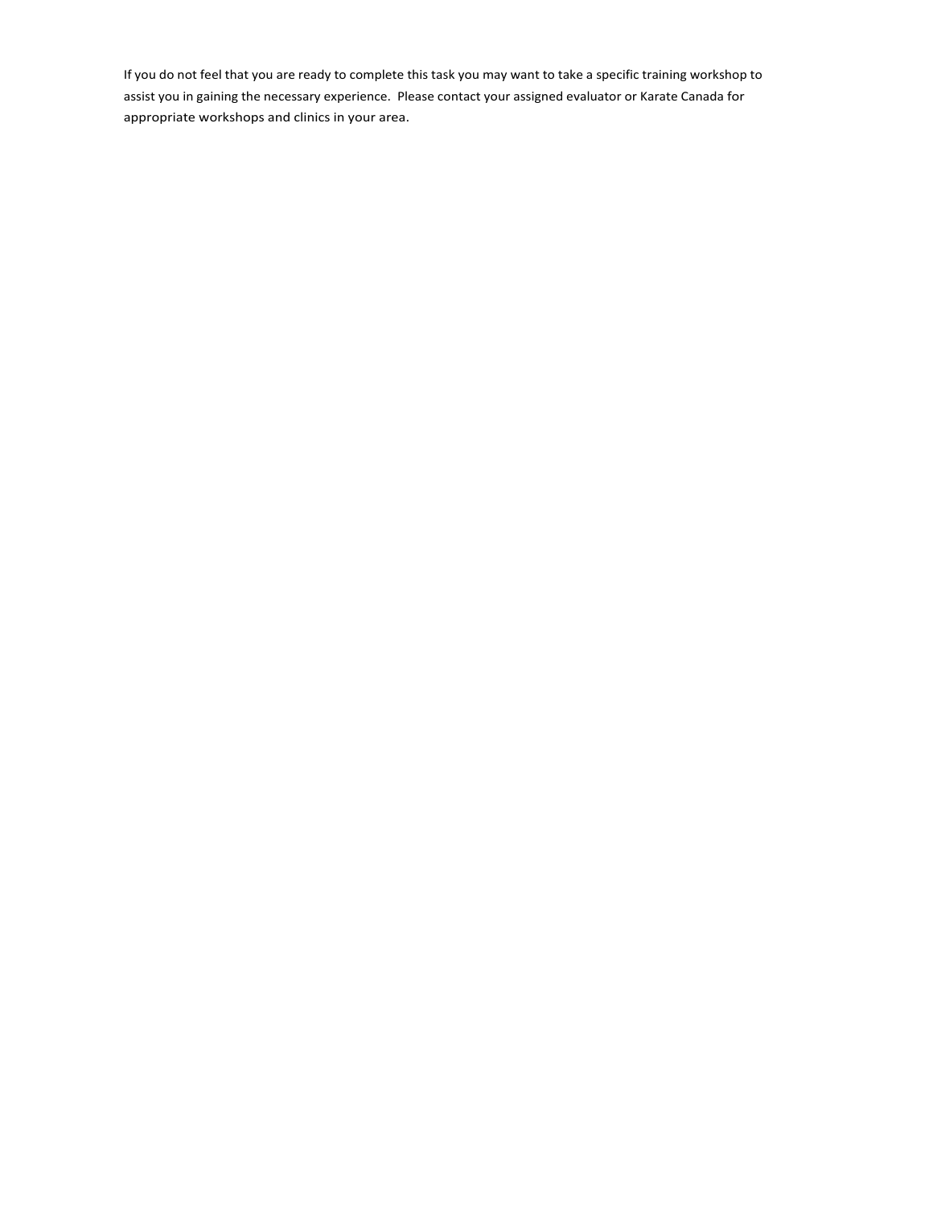If you do not feel that you are ready to complete this task you may want to take a specific training workshop to assist you in gaining the necessary experience. Please contact your assigned evaluator or Karate Canada for appropriate workshops and clinics in your area.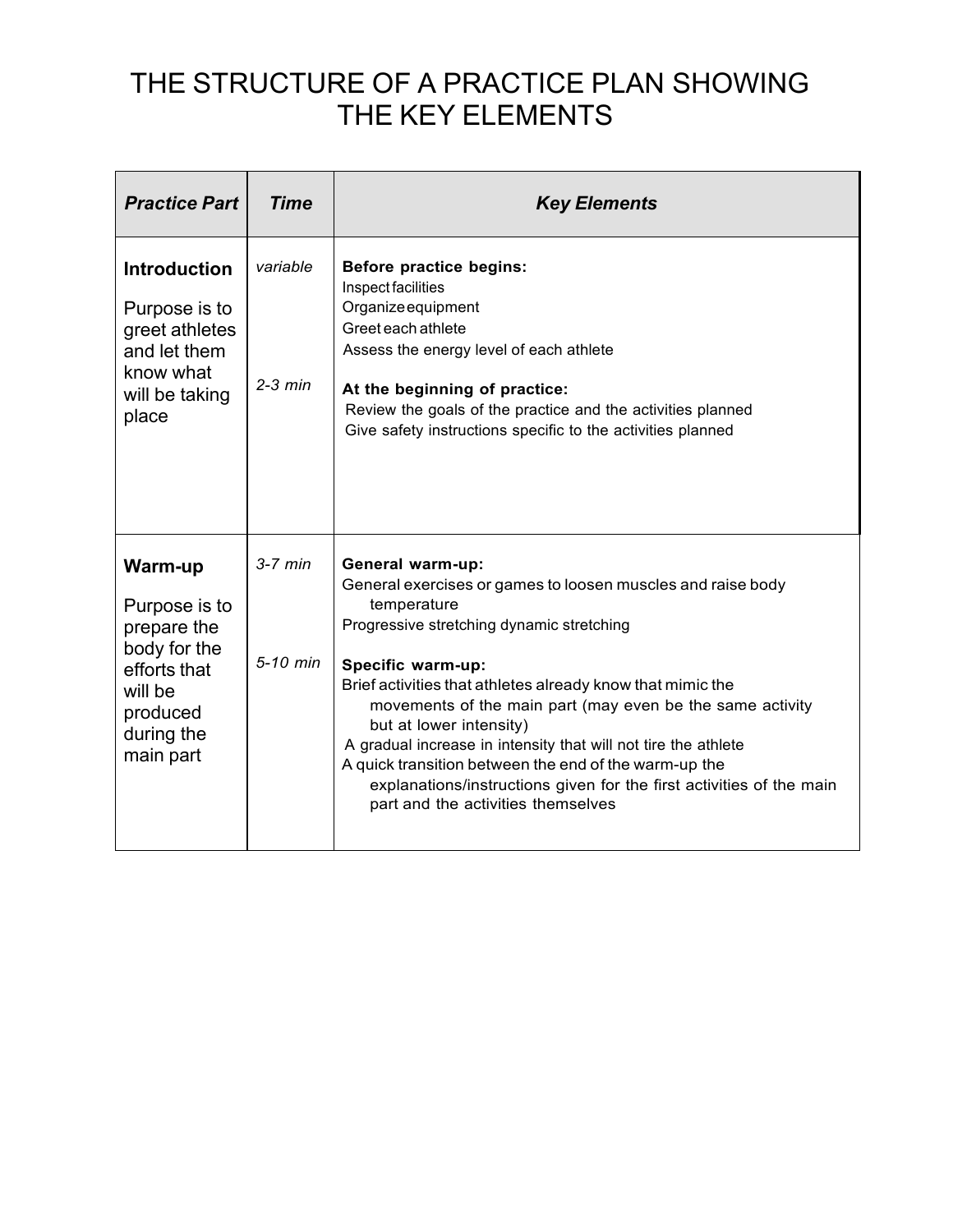# THE STRUCTURE OF A PRACTICE PLAN SHOWING THE KEY ELEMENTS

| *Practice Part* | *Time* | *Key Elements* |
|---|---|---|
| **Introduction**<br><br>Purpose is to greet athletes and let them know what will be taking place | *variable*<br><br><br><br>*2-3 min* | **Before practice begins:**<br>Inspect facilities<br>Organize equipment<br>Greet each athlete<br>Assess the energy level of each athlete<br><br>**At the beginning of practice:**<br>Review the goals of the practice and the activities planned<br>Give safety instructions specific to the activities planned |
| **Warm-up**<br><br>Purpose is to prepare the body for the efforts that will be produced during the main part | *3-7 min*<br><br><br><br>*5-10 min* | **General warm-up:**<br>General exercises or games to loosen muscles and raise body temperature<br>Progressive stretching dynamic stretching<br><br>**Specific warm-up:**<br>Brief activities that athletes already know that mimic the movements of the main part (may even be the same activity but at lower intensity)<br>A gradual increase in intensity that will not tire the athlete<br>A quick transition between the end of the warm-up the explanations/instructions given for the first activities of the main part and the activities themselves |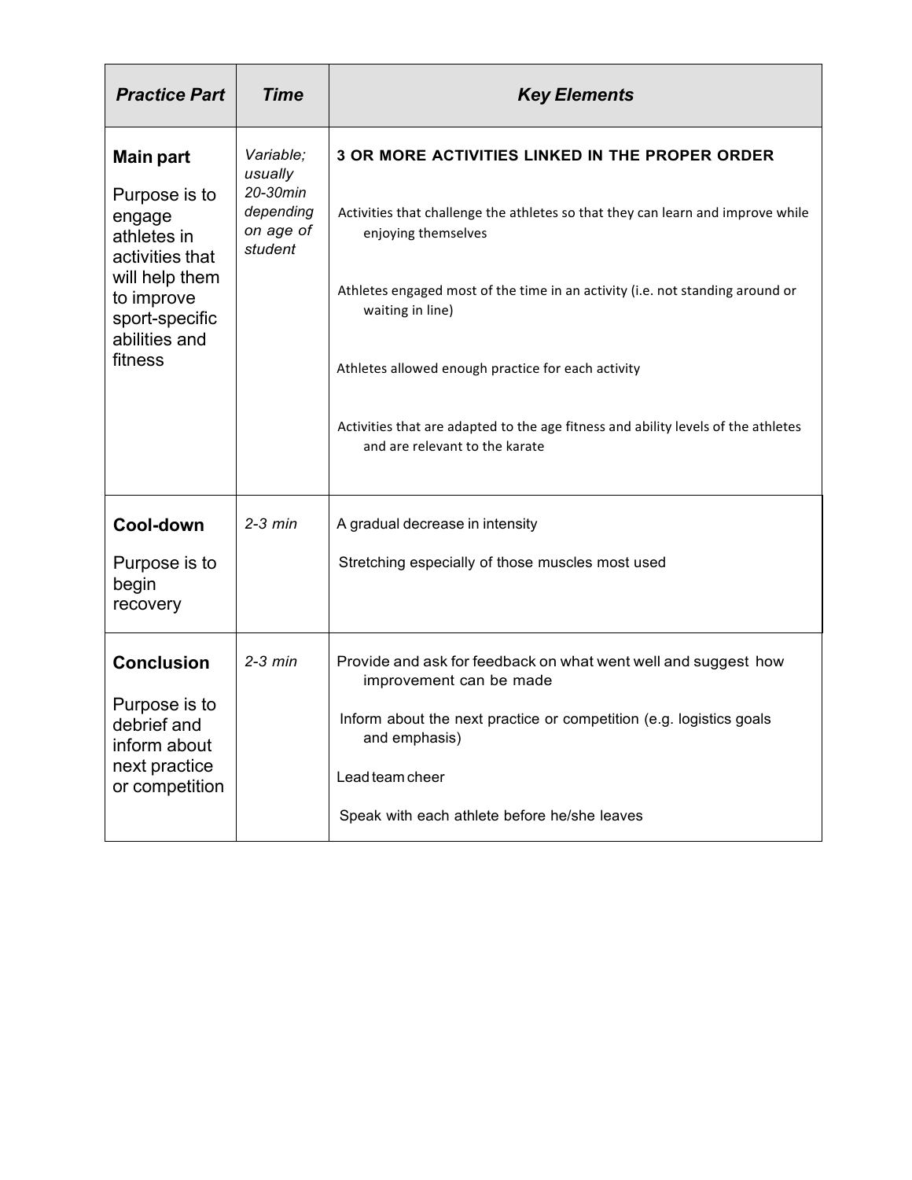| *Practice Part* | *Time* | *Key Elements* |
|---|---|---|
| **Main part**<br><br>Purpose is to engage athletes in activities that will help them to improve sport-specific abilities and fitness | *Variable; usually 20-30min depending on age of student* | **3 OR MORE ACTIVITIES LINKED IN THE PROPER ORDER**<br><br>Activities that challenge the athletes so that they can learn and improve while enjoying themselves<br><br>Athletes engaged most of the time in an activity (i.e. not standing around or waiting in line)<br><br>Athletes allowed enough practice for each activity<br><br>Activities that are adapted to the age fitness and ability levels of the athletes and are relevant to the karate |
| **Cool-down**<br><br>Purpose is to begin recovery | *2-3 min* | A gradual decrease in intensity<br><br>Stretching especially of those muscles most used |
| **Conclusion**<br><br>Purpose is to debrief and inform about next practice or competition | *2-3 min* | Provide and ask for feedback on what went well and suggest how improvement can be made<br><br>Inform about the next practice or competition (e.g. logistics goals and emphasis)<br><br>Lead team cheer<br><br>Speak with each athlete before he/she leaves |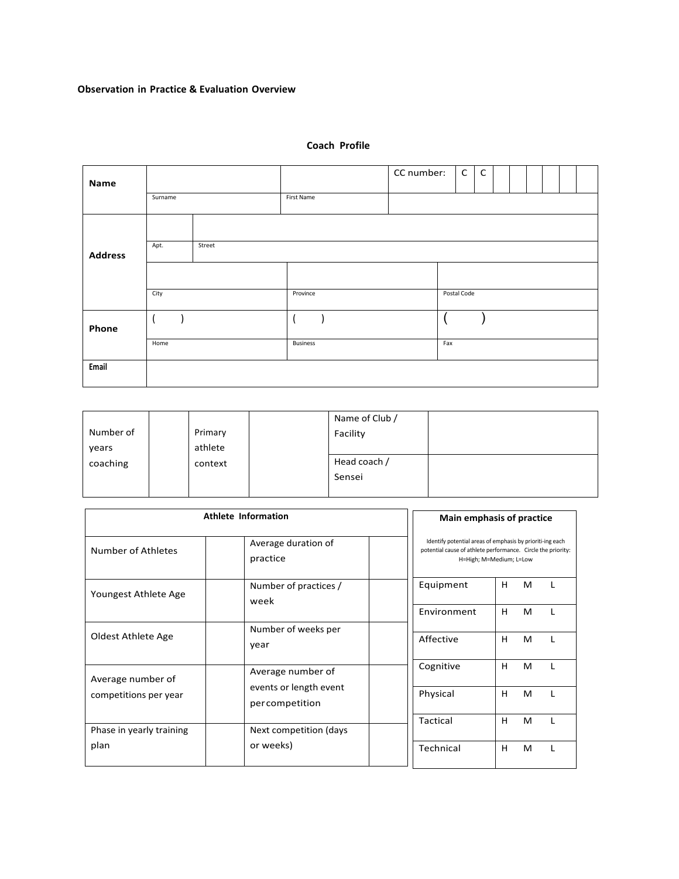**Observation in Practice & Evaluation Overview**

## Coach Profile

| Name | | | CC number: | C | C | | | | | | |
|---|---|---|---|---|---|---|---|---|---|---|---|
| | Surname | First Name | | | | | | | | | |

| Address | | |
|---|---|---|
| | Apt. | Street |
| | | |
| | City | Province | Postal Code |

| Phone | ( ) | ( ) | ( ) |
|---|---|---|---|
| | Home | Business | Fax |
| Email | | | |

| Number of years coaching | | Primary athlete context | | Name of Club / Facility | |
|---|---|---|---|---|---|
| | | | | Head coach / Sensei | |

| Athlete Information | | | |
|---|---|---|---|
| Number of Athletes | | Average duration of practice | |
| Youngest Athlete Age | | Number of practices / week | |
| Oldest Athlete Age | | Number of weeks per year | |
| Average number of competitions per year | | Average number of events or length event per competition | |
| Phase in yearly training plan | | Next competition (days or weeks) | |

| Main emphasis of practice | | | |
|---|---|---|---|
| Identify potential areas of emphasis by prioriti-ing each potential cause of athlete performance. Circle the priority: H=High; M=Medium; L=Low | | | |
| Equipment | H | M | L |
| Environment | H | M | L |
| Affective | H | M | L |
| Cognitive | H | M | L |
| Physical | H | M | L |
| Tactical | H | M | L |
| Technical | H | M | L |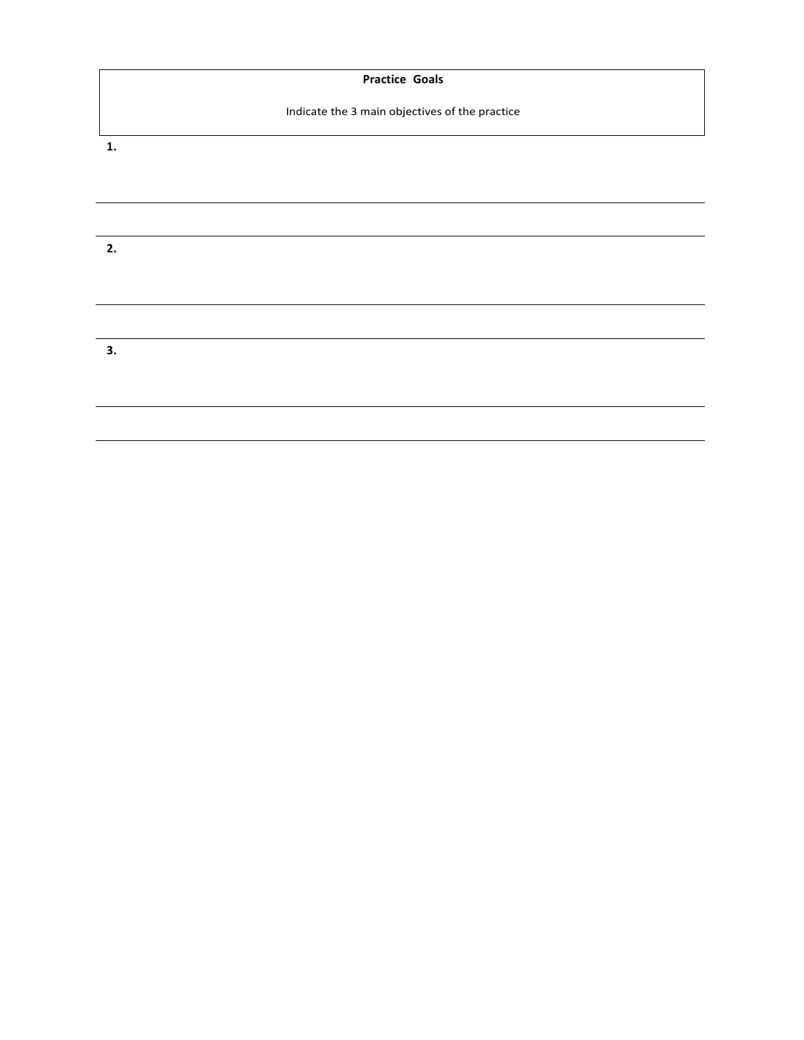**Practice Goals**

Indicate the 3 main objectives of the practice

**1.**

---

---

**2.**

---

---

**3.**

---

---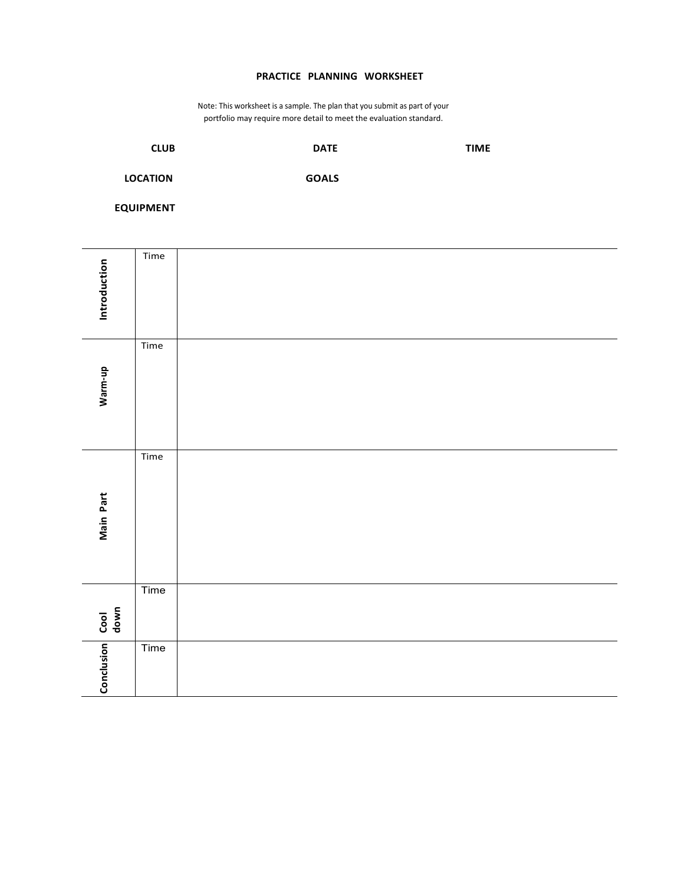# PRACTICE PLANNING WORKSHEET

Note: This worksheet is a sample. The plan that you submit as part of your portfolio may require more detail to meet the evaluation standard.

**CLUB** **DATE** **TIME**

**LOCATION** **GOALS**

**EQUIPMENT**

| | | |
|---|---|---|
| **Introduction** | Time | |
| **Warm-up** | Time | |
| **Main Part** | Time | |
| **Cool down** | Time | |
| **Conclusion** | Time | |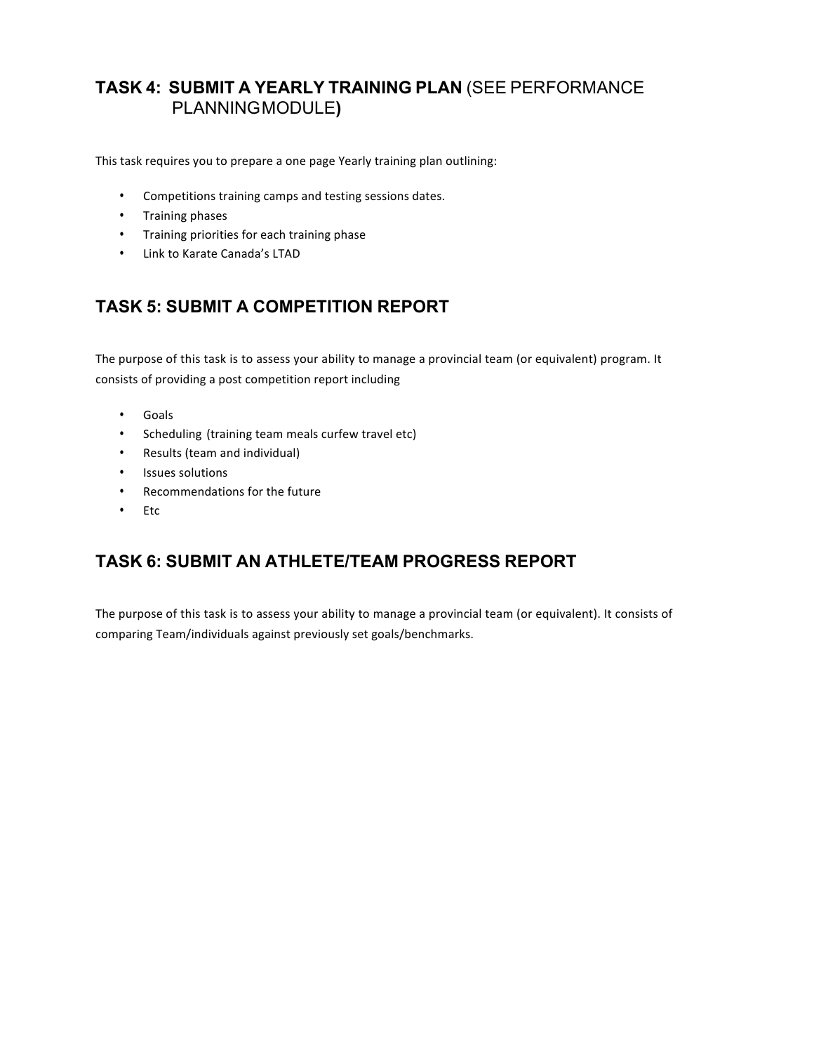## TASK 4: SUBMIT A YEARLY TRAINING PLAN (SEE PERFORMANCE PLANNING MODULE)

This task requires you to prepare a one page Yearly training plan outlining:

- Competitions training camps and testing sessions dates.
- Training phases
- Training priorities for each training phase
- Link to Karate Canada's LTAD

## TASK 5: SUBMIT A COMPETITION REPORT

The purpose of this task is to assess your ability to manage a provincial team (or equivalent) program. It consists of providing a post competition report including

- Goals
- Scheduling (training team meals curfew travel etc)
- Results (team and individual)
- Issues solutions
- Recommendations for the future
- Etc

## TASK 6: SUBMIT AN ATHLETE/TEAM PROGRESS REPORT

The purpose of this task is to assess your ability to manage a provincial team (or equivalent). It consists of comparing Team/individuals against previously set goals/benchmarks.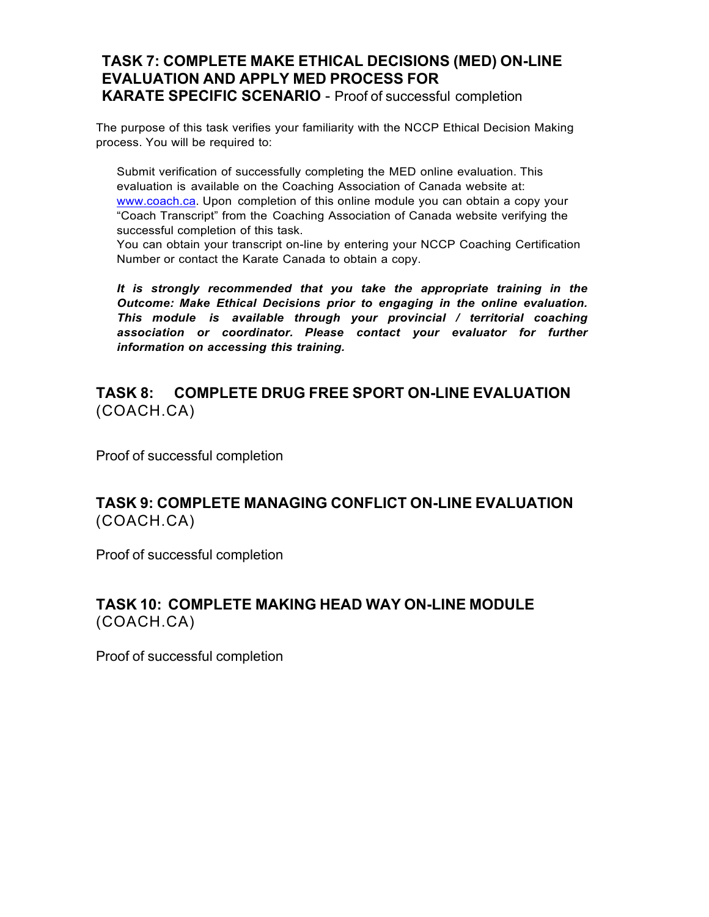## TASK 7: COMPLETE MAKE ETHICAL DECISIONS (MED) ON-LINE EVALUATION AND APPLY MED PROCESS FOR KARATE SPECIFIC SCENARIO - Proof of successful completion

The purpose of this task verifies your familiarity with the NCCP Ethical Decision Making process. You will be required to:

Submit verification of successfully completing the MED online evaluation. This evaluation is available on the Coaching Association of Canada website at: www.coach.ca. Upon completion of this online module you can obtain a copy your "Coach Transcript" from the Coaching Association of Canada website verifying the successful completion of this task.
You can obtain your transcript on-line by entering your NCCP Coaching Certification Number or contact the Karate Canada to obtain a copy.

***It is strongly recommended that you take the appropriate training in the Outcome: Make Ethical Decisions prior to engaging in the online evaluation. This module is available through your provincial / territorial coaching association or coordinator. Please contact your evaluator for further information on accessing this training.***

## TASK 8: COMPLETE DRUG FREE SPORT ON-LINE EVALUATION (COACH.CA)

Proof of successful completion

## TASK 9: COMPLETE MANAGING CONFLICT ON-LINE EVALUATION (COACH.CA)

Proof of successful completion

## TASK 10: COMPLETE MAKING HEAD WAY ON-LINE MODULE (COACH.CA)

Proof of successful completion